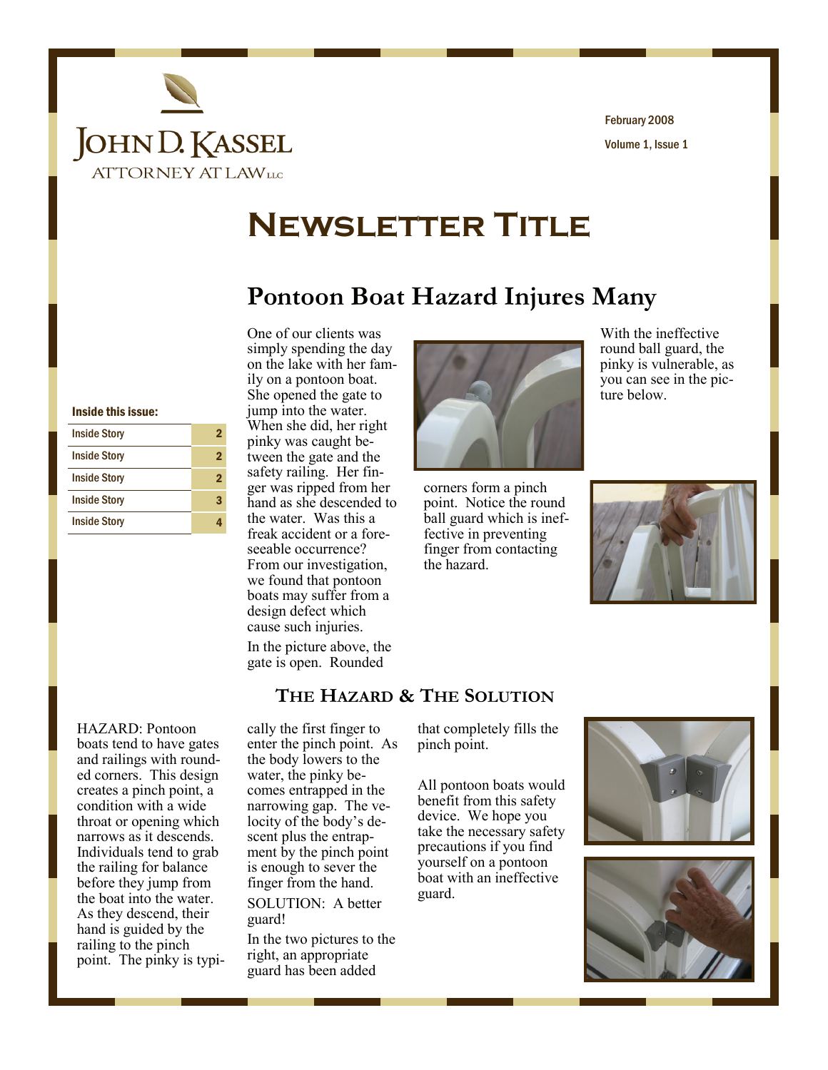# JOHN D. KASSEL

ATTORNEY AT LAW LLC

February 2008

Volume 1, Issue 1

# Newsletter Title

## Pontoon Boat Hazard Injures Many

**Inside this issue:**

| Inside Story | 2 |
|---|---|
| Inside Story | 2 |
| Inside Story | 2 |
| Inside Story | 3 |
| Inside Story | 4 |

One of our clients was simply spending the day on the lake with her family on a pontoon boat. She opened the gate to jump into the water. When she did, her right pinky was caught between the gate and the safety railing. Her finger was ripped from her hand as she descended to the water. Was this a freak accident or a foreseeable occurrence? From our investigation, we found that pontoon boats may suffer from a design defect which cause such injuries.

In the picture above, the gate is open. Rounded corners form a pinch point. Notice the round ball guard which is ineffective in preventing finger from contacting the hazard.

With the ineffective round ball guard, the pinky is vulnerable, as you can see in the picture below.

### The Hazard & The Solution

HAZARD: Pontoon boats tend to have gates and railings with rounded corners. This design creates a pinch point, a condition with a wide throat or opening which narrows as it descends. Individuals tend to grab the railing for balance before they jump from the boat into the water. As they descend, their hand is guided by the railing to the pinch point. The pinky is typically the first finger to enter the pinch point. As the body lowers to the water, the pinky becomes entrapped in the narrowing gap. The velocity of the body's descent plus the entrapment by the pinch point is enough to sever the finger from the hand.

SOLUTION: A better guard!

In the two pictures to the right, an appropriate guard has been added that completely fills the pinch point.

All pontoon boats would benefit from this safety device. We hope you take the necessary safety precautions if you find yourself on a pontoon boat with an ineffective guard.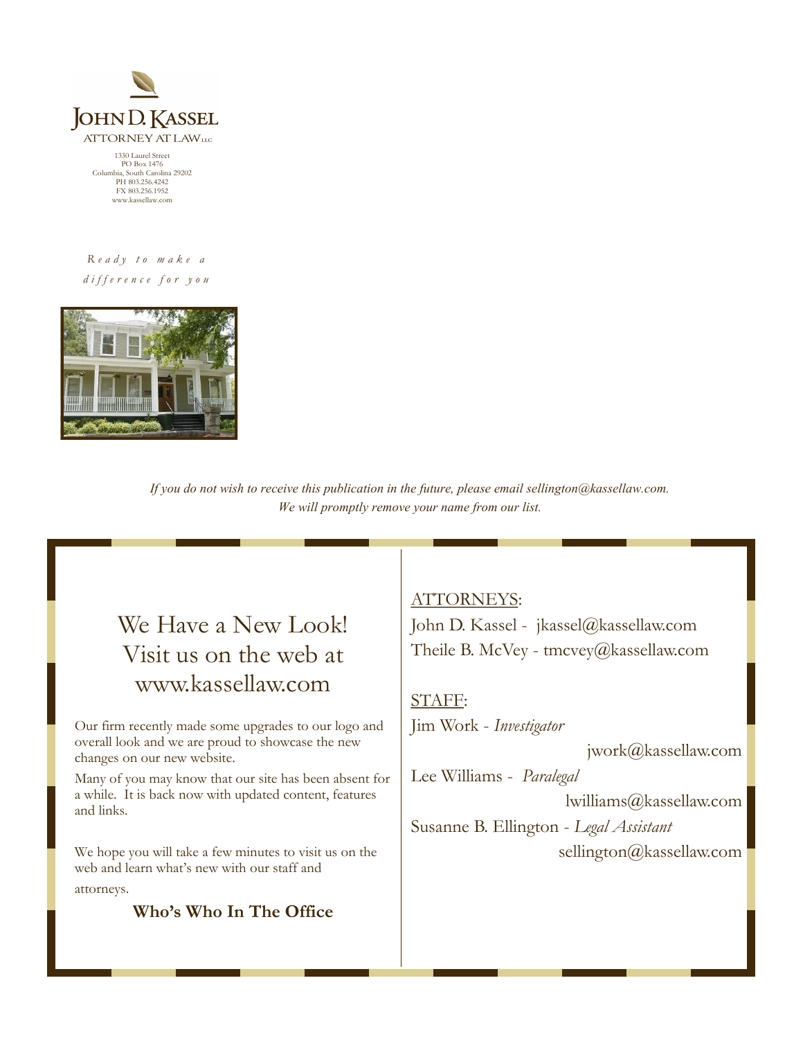# John D. Kassel

ATTORNEY AT LAW LLC

1330 Laurel Street
PO Box 1476
Columbia, South Carolina 29202
PH 803.256.4242
FX 803.256.1952
www.kassellaw.com

*Ready to make a difference for you*

*If you do not wish to receive this publication in the future, please email sellington@kassellaw.com. We will promptly remove your name from our list.*

## We Have a New Look! Visit us on the web at www.kassellaw.com

Our firm recently made some upgrades to our logo and overall look and we are proud to showcase the new changes on our new website.

Many of you may know that our site has been absent for a while. It is back now with updated content, features and links.

We hope you will take a few minutes to visit us on the web and learn what's new with our staff and attorneys.

**Who's Who In The Office**

ATTORNEYS:

John D. Kassel - jkassel@kassellaw.com

Theile B. McVey - tmcvey@kassellaw.com

STAFF:

Jim Work - *Investigator*
jwork@kassellaw.com

Lee Williams - *Paralegal*
lwilliams@kassellaw.com

Susanne B. Ellington - *Legal Assistant*
sellington@kassellaw.com